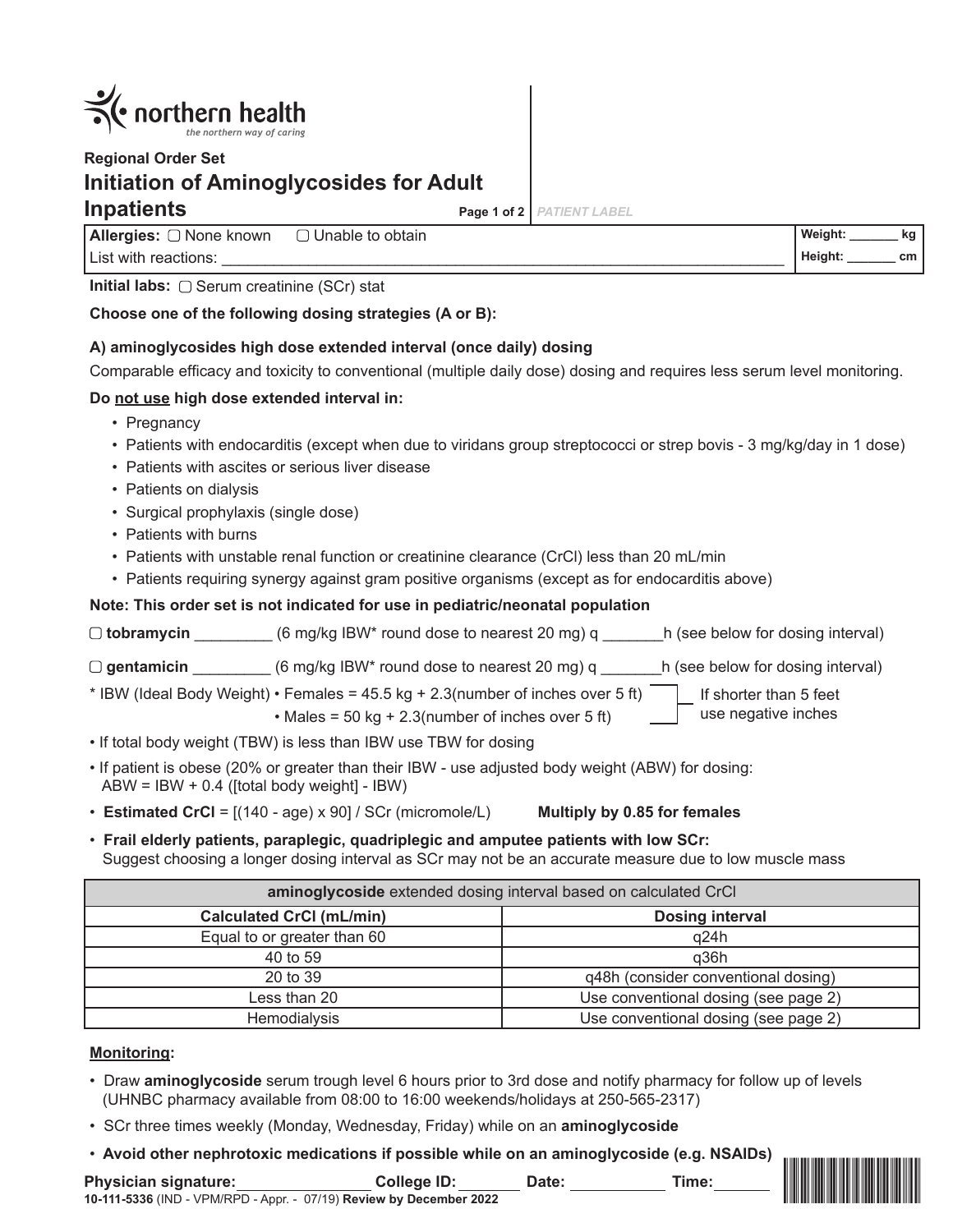northern health
*the northern way of caring*

**Regional Order Set**

# Initiation of Aminoglycosides for Adult Inpatients

PATIENT LABEL

**Allergies:** ☐ None known ☐ Unable to obtain
List with reactions: ______________________________

**Weight:** _______ kg
**Height:** _______ cm

**Initial labs:** ☐ Serum creatinine (SCr) stat

**Choose one of the following dosing strategies (A or B):**

### A) aminoglycosides high dose extended interval (once daily) dosing

Comparable efficacy and toxicity to conventional (multiple daily dose) dosing and requires less serum level monitoring.

**Do not use high dose extended interval in:**

- Pregnancy
- Patients with endocarditis (except when due to viridans group streptococci or strep bovis - 3 mg/kg/day in 1 dose)
- Patients with ascites or serious liver disease
- Patients on dialysis
- Surgical prophylaxis (single dose)
- Patients with burns
- Patients with unstable renal function or creatinine clearance (CrCl) less than 20 mL/min
- Patients requiring synergy against gram positive organisms (except as for endocarditis above)

**Note: This order set is not indicated for use in pediatric/neonatal population**

☐ **tobramycin** _________ (6 mg/kg IBW* round dose to nearest 20 mg) q _______h (see below for dosing interval)

☐ **gentamicin** _________ (6 mg/kg IBW* round dose to nearest 20 mg) q _______h (see below for dosing interval)

\* IBW (Ideal Body Weight) • Females = 45.5 kg + 2.3(number of inches over 5 ft)
• Males = 50 kg + 2.3(number of inches over 5 ft)
If shorter than 5 feet use negative inches

- If total body weight (TBW) is less than IBW use TBW for dosing
- If patient is obese (20% or greater than their IBW - use adjusted body weight (ABW) for dosing:
  ABW = IBW + 0.4 ([total body weight] - IBW)
- **Estimated CrCl** = [(140 - age) x 90] / SCr (micromole/L) **Multiply by 0.85 for females**
- **Frail elderly patients, paraplegic, quadriplegic and amputee patients with low SCr:**
  Suggest choosing a longer dosing interval as SCr may not be an accurate measure due to low muscle mass

| **aminoglycoside** extended dosing interval based on calculated CrCl | |
|---|---|
| **Calculated CrCl (mL/min)** | **Dosing interval** |
| Equal to or greater than 60 | q24h |
| 40 to 59 | q36h |
| 20 to 39 | q48h (consider conventional dosing) |
| Less than 20 | Use conventional dosing (see page 2) |
| Hemodialysis | Use conventional dosing (see page 2) |

**Monitoring:**

- Draw **aminoglycoside** serum trough level 6 hours prior to 3rd dose and notify pharmacy for follow up of levels (UHNBC pharmacy available from 08:00 to 16:00 weekends/holidays at 250-565-2317)
- SCr three times weekly (Monday, Wednesday, Friday) while on an **aminoglycoside**
- **Avoid other nephrotoxic medications if possible while on an aminoglycoside (e.g. NSAIDs)**

**Physician signature:**_______________ **College ID:**_______ **Date:**__________ **Time:**______

10-111-5336 (IND - VPM/RPD - Appr. - 07/19) **Review by December 2022**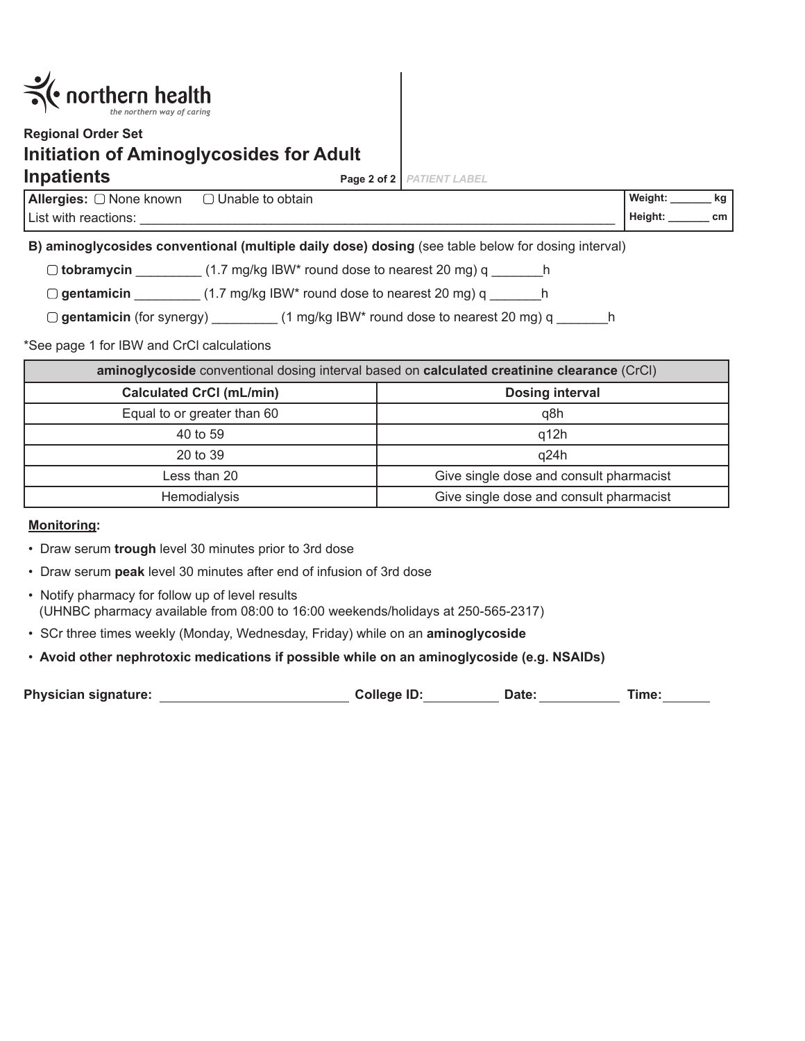northern health
*the northern way of caring*

Regional Order Set

# Initiation of Aminoglycosides for Adult Inpatients

PATIENT LABEL

**Allergies:** ▢ None known ▢ Unable to obtain

List with reactions: ______________________________________________________________________

**Weight:** _______ **kg**

**Height:** _______ **cm**

**B) aminoglycosides conventional (multiple daily dose) dosing** (see table below for dosing interval)

▢ **tobramycin** _________ (1.7 mg/kg IBW* round dose to nearest 20 mg) q _______h

▢ **gentamicin** _________ (1.7 mg/kg IBW* round dose to nearest 20 mg) q _______h

▢ **gentamicin** (for synergy) _________ (1 mg/kg IBW* round dose to nearest 20 mg) q _______h

*See page 1 for IBW and CrCl calculations

| **aminoglycoside** conventional dosing interval based on **calculated creatinine clearance** (CrCl) | |
|---|---|
| **Calculated CrCl (mL/min)** | **Dosing interval** |
| Equal to or greater than 60 | q8h |
| 40 to 59 | q12h |
| 20 to 39 | q24h |
| Less than 20 | Give single dose and consult pharmacist |
| Hemodialysis | Give single dose and consult pharmacist |

**Monitoring:**

- Draw serum **trough** level 30 minutes prior to 3rd dose
- Draw serum **peak** level 30 minutes after end of infusion of 3rd dose
- Notify pharmacy for follow up of level results (UHNBC pharmacy available from 08:00 to 16:00 weekends/holidays at 250-565-2317)
- SCr three times weekly (Monday, Wednesday, Friday) while on an **aminoglycoside**
- **Avoid other nephrotoxic medications if possible while on an aminoglycoside (e.g. NSAIDs)**

**Physician signature:** ____________________ **College ID:** __________ **Date:** __________ **Time:** ______